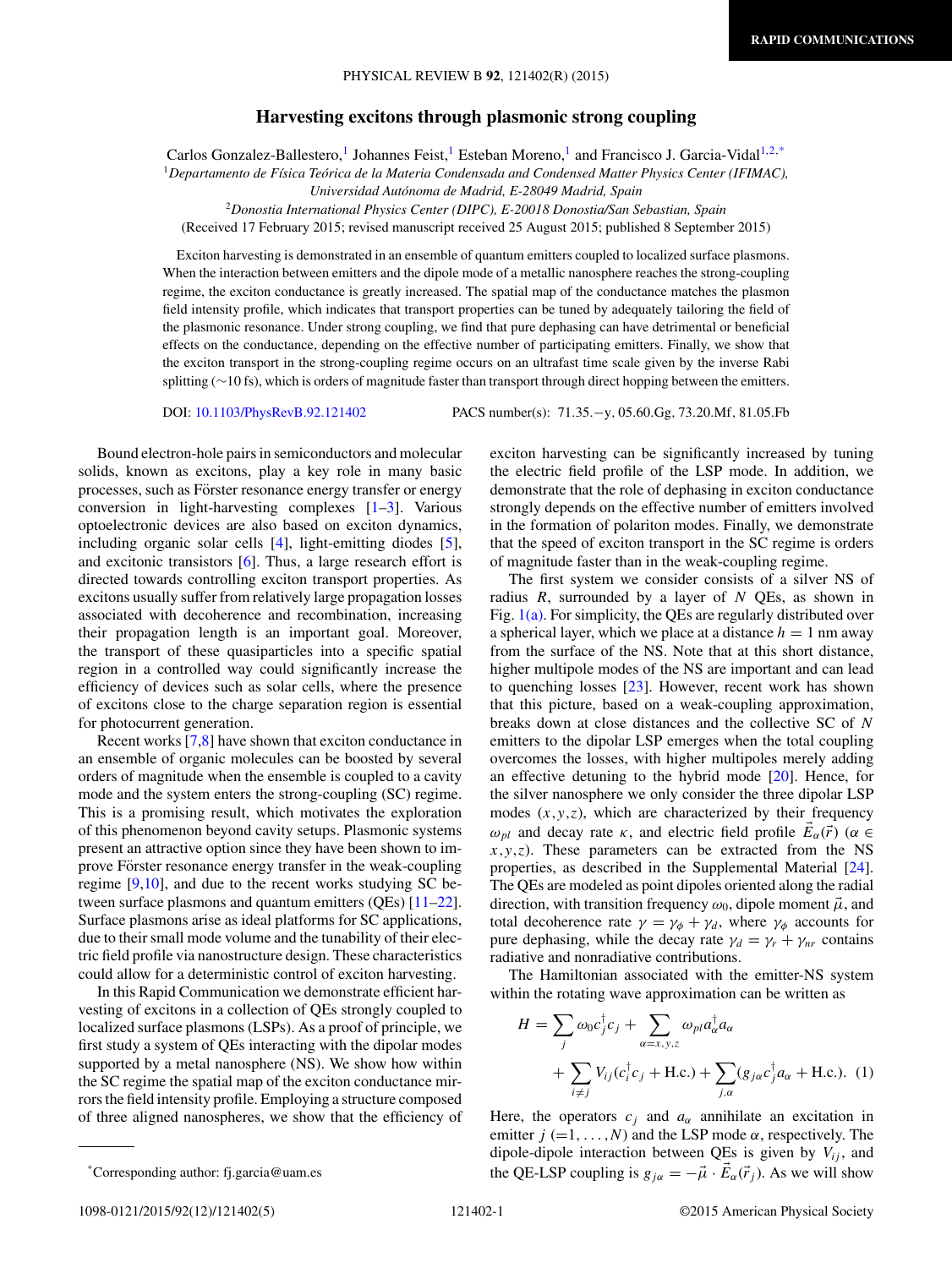# Harvesting excitons through plasmonic strong coupling

Carlos Gonzalez-Ballestero,[1] Johannes Feist,[1] Esteban Moreno,[1] and Francisco J. Garcia-Vidal[1,2,*]

[1] *Departamento de Física Teórica de la Materia Condensada and Condensed Matter Physics Center (IFIMAC), Universidad Autónoma de Madrid, E-28049 Madrid, Spain*

[2] *Donostia International Physics Center (DIPC), E-20018 Donostia/San Sebastian, Spain*

(Received 17 February 2015; revised manuscript received 25 August 2015; published 8 September 2015)

Exciton harvesting is demonstrated in an ensemble of quantum emitters coupled to localized surface plasmons. When the interaction between emitters and the dipole mode of a metallic nanosphere reaches the strong-coupling regime, the exciton conductance is greatly increased. The spatial map of the conductance matches the plasmon field intensity profile, which indicates that transport properties can be tuned by adequately tailoring the field of the plasmonic resonance. Under strong coupling, we find that pure dephasing can have detrimental or beneficial effects on the conductance, depending on the effective number of participating emitters. Finally, we show that the exciton transport in the strong-coupling regime occurs on an ultrafast time scale given by the inverse Rabi splitting (~10 fs), which is orders of magnitude faster than transport through direct hopping between the emitters.

DOI: 10.1103/PhysRevB.92.121402 PACS number(s): 71.35.−y, 05.60.Gg, 73.20.Mf, 81.05.Fb

Bound electron-hole pairs in semiconductors and molecular solids, known as excitons, play a key role in many basic processes, such as Förster resonance energy transfer or energy conversion in light-harvesting complexes [1–3]. Various optoelectronic devices are also based on exciton dynamics, including organic solar cells [4], light-emitting diodes [5], and excitonic transistors [6]. Thus, a large research effort is directed towards controlling exciton transport properties. As excitons usually suffer from relatively large propagation losses associated with decoherence and recombination, increasing their propagation length is an important goal. Moreover, the transport of these quasiparticles into a specific spatial region in a controlled way could significantly increase the efficiency of devices such as solar cells, where the presence of excitons close to the charge separation region is essential for photocurrent generation.

Recent works [7,8] have shown that exciton conductance in an ensemble of organic molecules can be boosted by several orders of magnitude when the ensemble is coupled to a cavity mode and the system enters the strong-coupling (SC) regime. This is a promising result, which motivates the exploration of this phenomenon beyond cavity setups. Plasmonic systems present an attractive option since they have been shown to improve Förster resonance energy transfer in the weak-coupling regime [9,10], and due to the recent works studying SC between surface plasmons and quantum emitters (QEs) [11–22]. Surface plasmons arise as ideal platforms for SC applications, due to their small mode volume and the tunability of their electric field profile via nanostructure design. These characteristics could allow for a deterministic control of exciton harvesting.

In this Rapid Communication we demonstrate efficient harvesting of excitons in a collection of QEs strongly coupled to localized surface plasmons (LSPs). As a proof of principle, we first study a system of QEs interacting with the dipolar modes supported by a metal nanosphere (NS). We show how within the SC regime the spatial map of the exciton conductance mirrors the field intensity profile. Employing a structure composed of three aligned nanospheres, we show that the efficiency of exciton harvesting can be significantly increased by tuning the electric field profile of the LSP mode. In addition, we demonstrate that the role of dephasing in exciton conductance strongly depends on the effective number of emitters involved in the formation of polariton modes. Finally, we demonstrate that the speed of exciton transport in the SC regime is orders of magnitude faster than in the weak-coupling regime.

The first system we consider consists of a silver NS of radius $R$, surrounded by a layer of $N$ QEs, as shown in Fig. 1(a). For simplicity, the QEs are regularly distributed over a spherical layer, which we place at a distance $h = 1$ nm away from the surface of the NS. Note that at this short distance, higher multipole modes of the NS are important and can lead to quenching losses [23]. However, recent work has shown that this picture, based on a weak-coupling approximation, breaks down at close distances and the collective SC of $N$ emitters to the dipolar LSP emerges when the total coupling overcomes the losses, with higher multipoles merely adding an effective detuning to the hybrid mode [20]. Hence, for the silver nanosphere we only consider the three dipolar LSP modes $(x,y,z)$, which are characterized by their frequency $\omega_{pl}$ and decay rate $\kappa$, and electric field profile $\vec{E}_\alpha(\vec{r})$ ($\alpha \in x,y,z$). These parameters can be extracted from the NS properties, as described in the Supplemental Material [24]. The QEs are modeled as point dipoles oriented along the radial direction, with transition frequency $\omega_0$, dipole moment $\vec{\mu}$, and total decoherence rate $\gamma = \gamma_\phi + \gamma_d$, where $\gamma_\phi$ accounts for pure dephasing, while the decay rate $\gamma_d = \gamma_r + \gamma_{nr}$ contains radiative and nonradiative contributions.

The Hamiltonian associated with the emitter-NS system within the rotating wave approximation can be written as

$$H = \sum_j \omega_0 c_j^\dagger c_j + \sum_{\alpha=x,y,z} \omega_{pl} a_\alpha^\dagger a_\alpha + \sum_{i\neq j} V_{ij}(c_i^\dagger c_j + \text{H.c.}) + \sum_{j,\alpha}(g_{j\alpha} c_j^\dagger a_\alpha + \text{H.c.}). \quad (1)$$

Here, the operators $c_j$ and $a_\alpha$ annihilate an excitation in emitter $j$ $(=1,\ldots,N)$ and the LSP mode $\alpha$, respectively. The dipole-dipole interaction between QEs is given by $V_{ij}$, and the QE-LSP coupling is $g_{j\alpha} = -\vec{\mu}\cdot\vec{E}_\alpha(\vec{r}_j)$. As we will show

*Corresponding author: fj.garcia@uam.es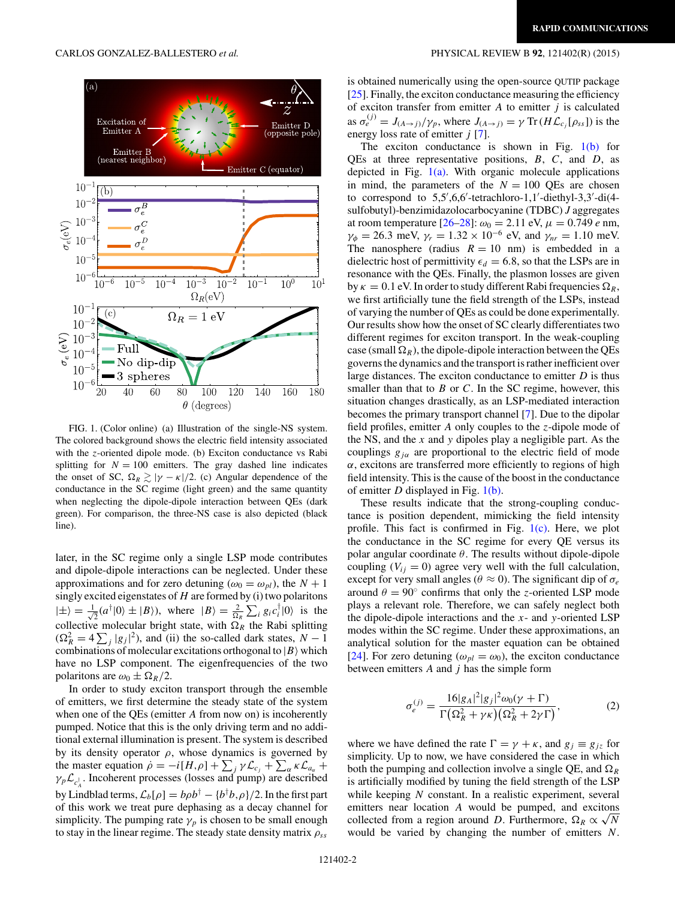FIG. 1. (Color online) (a) Illustration of the single-NS system. The colored background shows the electric field intensity associated with the $z$-oriented dipole mode. (b) Exciton conductance vs Rabi splitting for $N = 100$ emitters. The gray dashed line indicates the onset of SC, $\Omega_R \gtrsim |\gamma - \kappa|/2$. (c) Angular dependence of the conductance in the SC regime (light green) and the same quantity when neglecting the dipole-dipole interaction between QEs (dark green). For comparison, the three-NS case is also depicted (black line).

later, in the SC regime only a single LSP mode contributes and dipole-dipole interactions can be neglected. Under these approximations and for zero detuning ($\omega_0 = \omega_{pl}$), the $N+1$ singly excited eigenstates of $H$ are formed by (i) two polaritons $|\pm\rangle = \frac{1}{\sqrt{2}}(a^\dagger|0\rangle \pm |B\rangle)$, where $|B\rangle = \frac{2}{\Omega_R}\sum_i g_i c_i^\dagger|0\rangle$ is the collective molecular bright state, with $\Omega_R$ the Rabi splitting ($\Omega_R^2 = 4\sum_j |g_j|^2$), and (ii) the so-called dark states, $N-1$ combinations of molecular excitations orthogonal to $|B\rangle$ which have no LSP component. The eigenfrequencies of the two polaritons are $\omega_0 \pm \Omega_R/2$.

In order to study exciton transport through the ensemble of emitters, we first determine the steady state of the system when one of the QEs (emitter $A$ from now on) is incoherently pumped. Notice that this is the only driving term and no additional external illumination is present. The system is described by its density operator $\rho$, whose dynamics is governed by the master equation $\dot{\rho} = -i[H,\rho] + \sum_j \gamma\mathcal{L}_{c_j} + \sum_\alpha \kappa\mathcal{L}_{a_\alpha} + \gamma_p\mathcal{L}_{c_A^\dagger}$. Incoherent processes (losses and pump) are described by Lindblad terms, $\mathcal{L}_b[\rho] = b\rho b^\dagger - \{b^\dagger b, \rho\}/2$. In the first part of this work we treat pure dephasing as a decay channel for simplicity. The pumping rate $\gamma_p$ is chosen to be small enough to stay in the linear regime. The steady state density matrix $\rho_{ss}$ is obtained numerically using the open-source QUTIP package [25]. Finally, the exciton conductance measuring the efficiency of exciton transfer from emitter $A$ to emitter $j$ is calculated as $\sigma_e^{(j)} = J_{(A\rightarrow j)}/\gamma_p$, where $J_{(A\rightarrow j)} = \gamma\,\mathrm{Tr}\,(H\mathcal{L}_{c_j}[\rho_{ss}])$ is the energy loss rate of emitter $j$ [7].

The exciton conductance is shown in Fig. 1(b) for QEs at three representative positions, $B$, $C$, and $D$, as depicted in Fig. 1(a). With organic molecule applications in mind, the parameters of the $N = 100$ QEs are chosen to correspond to 5,5′,6,6′-tetrachloro-1,1′-diethyl-3,3′-di(4-sulfobutyl)-benzimidazolocarbocyanine (TDBC) $J$ aggregates at room temperature [26–28]: $\omega_0 = 2.11$ eV, $\mu = 0.749\,e$ nm, $\gamma_\phi = 26.3$ meV, $\gamma_r = 1.32\times10^{-6}$ eV, and $\gamma_{nr} = 1.10$ meV. The nanosphere (radius $R = 10$ nm) is embedded in a dielectric host of permittivity $\epsilon_d = 6.8$, so that the LSPs are in resonance with the QEs. Finally, the plasmon losses are given by $\kappa = 0.1$ eV. In order to study different Rabi frequencies $\Omega_R$, we first artificially tune the field strength of the LSPs, instead of varying the number of QEs as could be done experimentally. Our results show how the onset of SC clearly differentiates two different regimes for exciton transport. In the weak-coupling case (small $\Omega_R$), the dipole-dipole interaction between the QEs governs the dynamics and the transport is rather inefficient over large distances. The exciton conductance to emitter $D$ is thus smaller than that to $B$ or $C$. In the SC regime, however, this situation changes drastically, as an LSP-mediated interaction becomes the primary transport channel [7]. Due to the dipolar field profiles, emitter $A$ only couples to the $z$-dipole mode of the NS, and the $x$ and $y$ dipoles play a negligible part. As the couplings $g_{j\alpha}$ are proportional to the electric field of mode $\alpha$, excitons are transferred more efficiently to regions of high field intensity. This is the cause of the boost in the conductance of emitter $D$ displayed in Fig. 1(b).

These results indicate that the strong-coupling conductance is position dependent, mimicking the field intensity profile. This fact is confirmed in Fig. 1(c). Here, we plot the conductance in the SC regime for every QE versus its polar angular coordinate $\theta$. The results without dipole-dipole coupling ($V_{ij} = 0$) agree very well with the full calculation, except for very small angles ($\theta \approx 0$). The significant dip of $\sigma_e$ around $\theta = 90^\circ$ confirms that only the $z$-oriented LSP mode plays a relevant role. Therefore, we can safely neglect both the dipole-dipole interactions and the $x$- and $y$-oriented LSP modes within the SC regime. Under these approximations, an analytical solution for the master equation can be obtained [24]. For zero detuning ($\omega_{pl} = \omega_0$), the exciton conductance between emitters $A$ and $j$ has the simple form

$$\sigma_e^{(j)} = \frac{16|g_A|^2|g_j|^2\omega_0(\gamma+\Gamma)}{\Gamma\left(\Omega_R^2+\gamma\kappa\right)\left(\Omega_R^2+2\gamma\Gamma\right)}, \tag{2}$$

where we have defined the rate $\Gamma = \gamma + \kappa$, and $g_j \equiv g_{jz}$ for simplicity. Up to now, we have considered the case in which both the pumping and collection involve a single QE, and $\Omega_R$ is artificially modified by tuning the field strength of the LSP while keeping $N$ constant. In a realistic experiment, several emitters near location $A$ would be pumped, and excitons collected from a region around $D$. Furthermore, $\Omega_R \propto \sqrt{N}$ would be varied by changing the number of emitters $N$.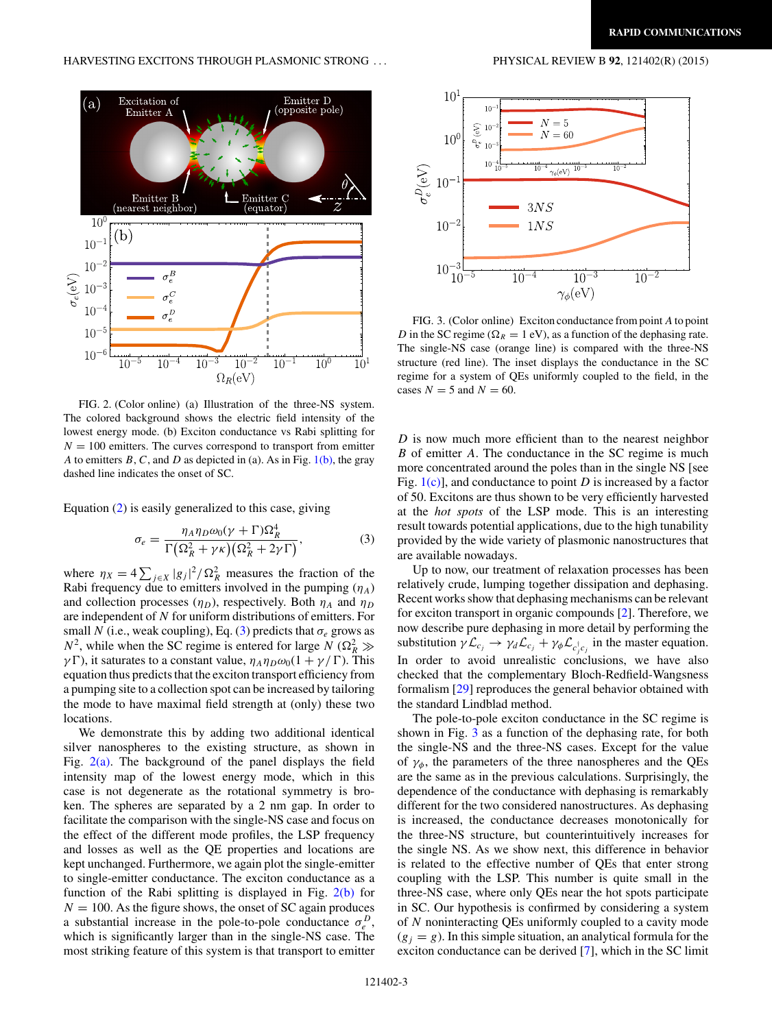FIG. 2. (Color online) (a) Illustration of the three-NS system. The colored background shows the electric field intensity of the lowest energy mode. (b) Exciton conductance vs Rabi splitting for $N = 100$ emitters. The curves correspond to transport from emitter $A$ to emitters $B$, $C$, and $D$ as depicted in (a). As in Fig. 1(b), the gray dashed line indicates the onset of SC.

Equation (2) is easily generalized to this case, giving

$$\sigma_e = \frac{\eta_A \eta_D \omega_0 (\gamma + \Gamma)\Omega_R^4}{\Gamma(\Omega_R^2 + \gamma\kappa)(\Omega_R^2 + 2\gamma\Gamma)}, \tag{3}$$

where $\eta_X = 4\sum_{j\in X} |g_j|^2/\Omega_R^2$ measures the fraction of the Rabi frequency due to emitters involved in the pumping ($\eta_A$) and collection processes ($\eta_D$), respectively. Both $\eta_A$ and $\eta_D$ are independent of $N$ for uniform distributions of emitters. For small $N$ (i.e., weak coupling), Eq. (3) predicts that $\sigma_e$ grows as $N^2$, while when the SC regime is entered for large $N$ ($\Omega_R^2 \gg \gamma\Gamma$), it saturates to a constant value, $\eta_A\eta_D\omega_0(1 + \gamma/\Gamma)$. This equation thus predicts that the exciton transport efficiency from a pumping site to a collection spot can be increased by tailoring the mode to have maximal field strength at (only) these two locations.

We demonstrate this by adding two additional identical silver nanospheres to the existing structure, as shown in Fig. 2(a). The background of the panel displays the field intensity map of the lowest energy mode, which in this case is not degenerate as the rotational symmetry is broken. The spheres are separated by a 2 nm gap. In order to facilitate the comparison with the single-NS case and focus on the effect of the different mode profiles, the LSP frequency and losses as well as the QE properties and locations are kept unchanged. Furthermore, we again plot the single-emitter to single-emitter conductance. The exciton conductance as a function of the Rabi splitting is displayed in Fig. 2(b) for $N = 100$. As the figure shows, the onset of SC again produces a substantial increase in the pole-to-pole conductance $\sigma_e^D$, which is significantly larger than in the single-NS case. The most striking feature of this system is that transport to emitter $D$ is now much more efficient than to the nearest neighbor $B$ of emitter $A$. The conductance in the SC regime is much more concentrated around the poles than in the single NS [see Fig. 1(c)], and conductance to point $D$ is increased by a factor of 50. Excitons are thus shown to be very efficiently harvested at the *hot spots* of the LSP mode. This is an interesting result towards potential applications, due to the high tunability provided by the wide variety of plasmonic nanostructures that are available nowadays.

Up to now, our treatment of relaxation processes has been relatively crude, lumping together dissipation and dephasing. Recent works show that dephasing mechanisms can be relevant for exciton transport in organic compounds [2]. Therefore, we now describe pure dephasing in more detail by performing the substitution $\gamma\mathcal{L}_{c_j} \to \gamma_d\mathcal{L}_{c_j} + \gamma_\phi\mathcal{L}_{c_j^\dagger c_j}$ in the master equation. In order to avoid unrealistic conclusions, we have also checked that the complementary Bloch-Redfield-Wangsness formalism [29] reproduces the general behavior obtained with the standard Lindblad method.

FIG. 3. (Color online) Exciton conductance from point $A$ to point $D$ in the SC regime ($\Omega_R = 1$ eV), as a function of the dephasing rate. The single-NS case (orange line) is compared with the three-NS structure (red line). The inset displays the conductance in the SC regime for a system of QEs uniformly coupled to the field, in the cases $N = 5$ and $N = 60$.

The pole-to-pole exciton conductance in the SC regime is shown in Fig. 3 as a function of the dephasing rate, for both the single-NS and the three-NS cases. Except for the value of $\gamma_\phi$, the parameters of the three nanospheres and the QEs are the same as in the previous calculations. Surprisingly, the dependence of the conductance with dephasing is remarkably different for the two considered nanostructures. As dephasing is increased, the conductance decreases monotonically for the three-NS structure, but counterintuitively increases for the single NS. As we show next, this difference in behavior is related to the effective number of QEs that enter strong coupling with the LSP. This number is quite small in the three-NS case, where only QEs near the hot spots participate in SC. Our hypothesis is confirmed by considering a system of $N$ noninteracting QEs uniformly coupled to a cavity mode ($g_j = g$). In this simple situation, an analytical formula for the exciton conductance can be derived [7], which in the SC limit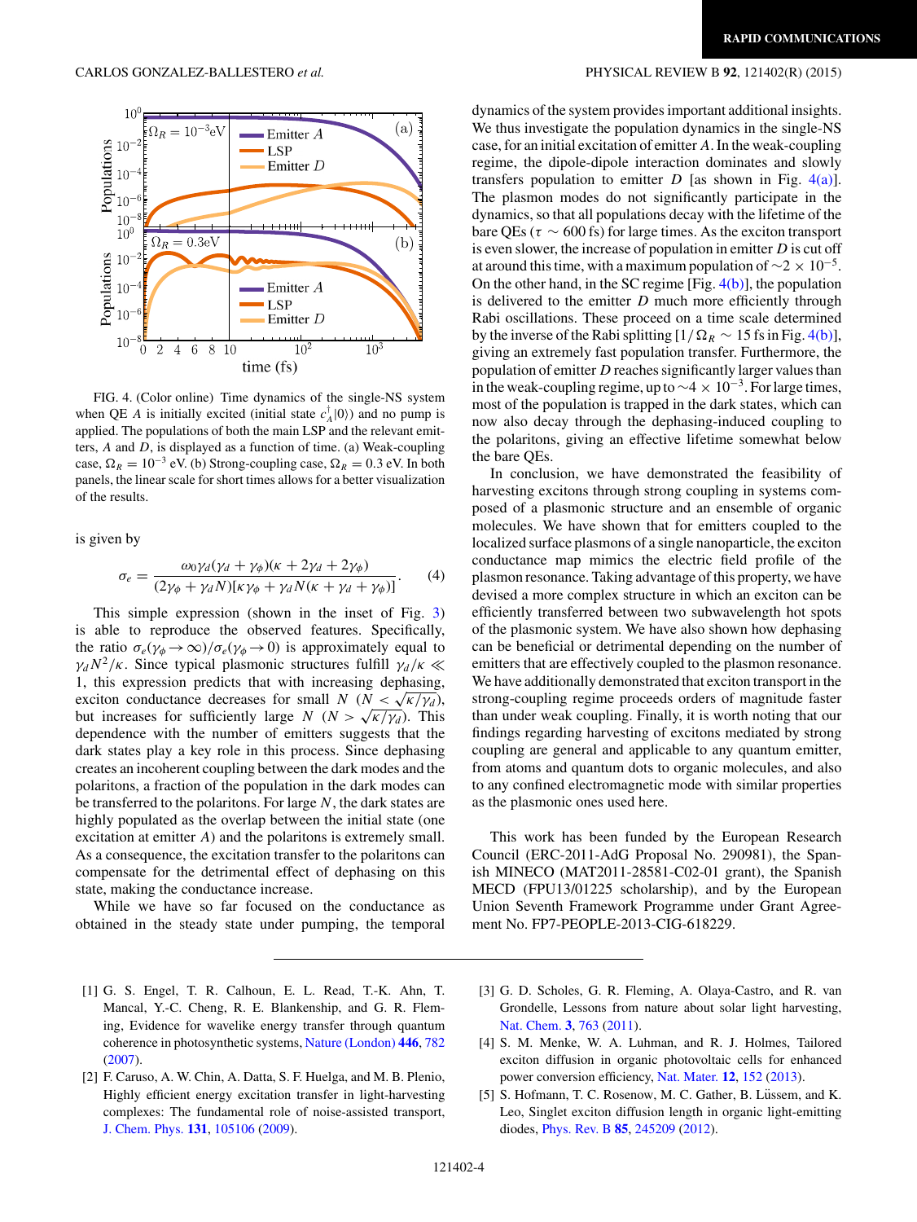FIG. 4. (Color online) Time dynamics of the single-NS system when QE $A$ is initially excited (initial state $c_A^\dagger|0\rangle$) and no pump is applied. The populations of both the main LSP and the relevant emitters, $A$ and $D$, is displayed as a function of time. (a) Weak-coupling case, $\Omega_R = 10^{-3}$ eV. (b) Strong-coupling case, $\Omega_R = 0.3$ eV. In both panels, the linear scale for short times allows for a better visualization of the results.

is given by

$$\sigma_e = \frac{\omega_0 \gamma_d (\gamma_d + \gamma_\phi)(\kappa + 2\gamma_d + 2\gamma_\phi)}{(2\gamma_\phi + \gamma_d N)[\kappa\gamma_\phi + \gamma_d N(\kappa + \gamma_d + \gamma_\phi)]}. \quad (4)$$

This simple expression (shown in the inset of Fig. 3) is able to reproduce the observed features. Specifically, the ratio $\sigma_e(\gamma_\phi \to \infty)/\sigma_e(\gamma_\phi \to 0)$ is approximately equal to $\gamma_d N^2/\kappa$. Since typical plasmonic structures fulfill $\gamma_d/\kappa \ll 1$, this expression predicts that with increasing dephasing, exciton conductance decreases for small $N$ ($N < \sqrt{\kappa/\gamma_d}$), but increases for sufficiently large $N$ ($N > \sqrt{\kappa/\gamma_d}$). This dependence with the number of emitters suggests that the dark states play a key role in this process. Since dephasing creates an incoherent coupling between the dark modes and the polaritons, a fraction of the population in the dark modes can be transferred to the polaritons. For large $N$, the dark states are highly populated as the overlap between the initial state (one excitation at emitter $A$) and the polaritons is extremely small. As a consequence, the excitation transfer to the polaritons can compensate for the detrimental effect of dephasing on this state, making the conductance increase.

While we have so far focused on the conductance as obtained in the steady state under pumping, the temporal dynamics of the system provides important additional insights. We thus investigate the population dynamics in the single-NS case, for an initial excitation of emitter $A$. In the weak-coupling regime, the dipole-dipole interaction dominates and slowly transfers population to emitter $D$ [as shown in Fig. 4(a)]. The plasmon modes do not significantly participate in the dynamics, so that all populations decay with the lifetime of the bare QEs ($\tau \sim 600$ fs) for large times. As the exciton transport is even slower, the increase of population in emitter $D$ is cut off at around this time, with a maximum population of $\sim 2 \times 10^{-5}$. On the other hand, in the SC regime [Fig. 4(b)], the population is delivered to the emitter $D$ much more efficiently through Rabi oscillations. These proceed on a time scale determined by the inverse of the Rabi splitting [$1/\Omega_R \sim 15$ fs in Fig. 4(b)], giving an extremely fast population transfer. Furthermore, the population of emitter $D$ reaches significantly larger values than in the weak-coupling regime, up to $\sim 4 \times 10^{-3}$. For large times, most of the population is trapped in the dark states, which can now also decay through the dephasing-induced coupling to the polaritons, giving an effective lifetime somewhat below the bare QEs.

In conclusion, we have demonstrated the feasibility of harvesting excitons through strong coupling in systems composed of a plasmonic structure and an ensemble of organic molecules. We have shown that for emitters coupled to the localized surface plasmons of a single nanoparticle, the exciton conductance map mimics the electric field profile of the plasmon resonance. Taking advantage of this property, we have devised a more complex structure in which an exciton can be efficiently transferred between two subwavelength hot spots of the plasmonic system. We have also shown how dephasing can be beneficial or detrimental depending on the number of emitters that are effectively coupled to the plasmon resonance. We have additionally demonstrated that exciton transport in the strong-coupling regime proceeds orders of magnitude faster than under weak coupling. Finally, it is worth noting that our findings regarding harvesting of excitons mediated by strong coupling are general and applicable to any quantum emitter, from atoms and quantum dots to organic molecules, and also to any confined electromagnetic mode with similar properties as the plasmonic ones used here.

This work has been funded by the European Research Council (ERC-2011-AdG Proposal No. 290981), the Spanish MINECO (MAT2011-28581-C02-01 grant), the Spanish MECD (FPU13/01225 scholarship), and by the European Union Seventh Framework Programme under Grant Agreement No. FP7-PEOPLE-2013-CIG-618229.

---

[1] G. S. Engel, T. R. Calhoun, E. L. Read, T.-K. Ahn, T. Mancal, Y.-C. Cheng, R. E. Blankenship, and G. R. Fleming, Evidence for wavelike energy transfer through quantum coherence in photosynthetic systems, Nature (London) **446**, 782 (2007).

[2] F. Caruso, A. W. Chin, A. Datta, S. F. Huelga, and M. B. Plenio, Highly efficient energy excitation transfer in light-harvesting complexes: The fundamental role of noise-assisted transport, J. Chem. Phys. **131**, 105106 (2009).

[3] G. D. Scholes, G. R. Fleming, A. Olaya-Castro, and R. van Grondelle, Lessons from nature about solar light harvesting, Nat. Chem. **3**, 763 (2011).

[4] S. M. Menke, W. A. Luhman, and R. J. Holmes, Tailored exciton diffusion in organic photovoltaic cells for enhanced power conversion efficiency, Nat. Mater. **12**, 152 (2013).

[5] S. Hofmann, T. C. Rosenow, M. C. Gather, B. Lüssem, and K. Leo, Singlet exciton diffusion length in organic light-emitting diodes, Phys. Rev. B **85**, 245209 (2012).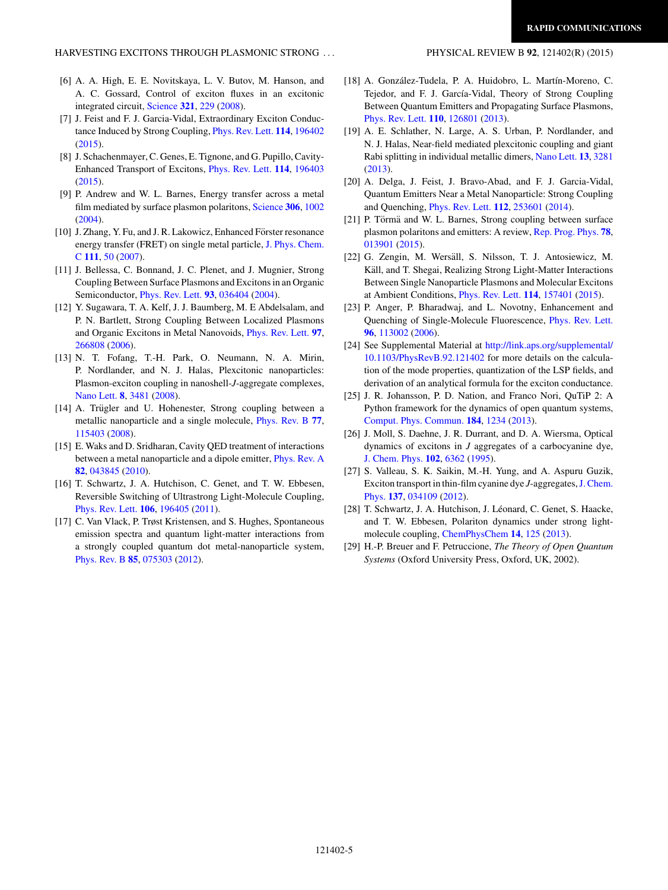[6] A. A. High, E. E. Novitskaya, L. V. Butov, M. Hanson, and A. C. Gossard, Control of exciton fluxes in an excitonic integrated circuit, Science **321**, 229 (2008).

[7] J. Feist and F. J. Garcia-Vidal, Extraordinary Exciton Conductance Induced by Strong Coupling, Phys. Rev. Lett. **114**, 196402 (2015).

[8] J. Schachenmayer, C. Genes, E. Tignone, and G. Pupillo, Cavity-Enhanced Transport of Excitons, Phys. Rev. Lett. **114**, 196403 (2015).

[9] P. Andrew and W. L. Barnes, Energy transfer across a metal film mediated by surface plasmon polaritons, Science **306**, 1002 (2004).

[10] J. Zhang, Y. Fu, and J. R. Lakowicz, Enhanced Förster resonance energy transfer (FRET) on single metal particle, J. Phys. Chem. C **111**, 50 (2007).

[11] J. Bellessa, C. Bonnand, J. C. Plenet, and J. Mugnier, Strong Coupling Between Surface Plasmons and Excitons in an Organic Semiconductor, Phys. Rev. Lett. **93**, 036404 (2004).

[12] Y. Sugawara, T. A. Kelf, J. J. Baumberg, M. E Abdelsalam, and P. N. Bartlett, Strong Coupling Between Localized Plasmons and Organic Excitons in Metal Nanovoids, Phys. Rev. Lett. **97**, 266808 (2006).

[13] N. T. Fofang, T.-H. Park, O. Neumann, N. A. Mirin, P. Nordlander, and N. J. Halas, Plexcitonic nanoparticles: Plasmon-exciton coupling in nanoshell-*J*-aggregate complexes, Nano Lett. **8**, 3481 (2008).

[14] A. Trügler and U. Hohenester, Strong coupling between a metallic nanoparticle and a single molecule, Phys. Rev. B **77**, 115403 (2008).

[15] E. Waks and D. Sridharan, Cavity QED treatment of interactions between a metal nanoparticle and a dipole emitter, Phys. Rev. A **82**, 043845 (2010).

[16] T. Schwartz, J. A. Hutchison, C. Genet, and T. W. Ebbesen, Reversible Switching of Ultrastrong Light-Molecule Coupling, Phys. Rev. Lett. **106**, 196405 (2011).

[17] C. Van Vlack, P. Trøst Kristensen, and S. Hughes, Spontaneous emission spectra and quantum light-matter interactions from a strongly coupled quantum dot metal-nanoparticle system, Phys. Rev. B **85**, 075303 (2012).

[18] A. González-Tudela, P. A. Huidobro, L. Martín-Moreno, C. Tejedor, and F. J. García-Vidal, Theory of Strong Coupling Between Quantum Emitters and Propagating Surface Plasmons, Phys. Rev. Lett. **110**, 126801 (2013).

[19] A. E. Schlather, N. Large, A. S. Urban, P. Nordlander, and N. J. Halas, Near-field mediated plexcitonic coupling and giant Rabi splitting in individual metallic dimers, Nano Lett. **13**, 3281 (2013).

[20] A. Delga, J. Feist, J. Bravo-Abad, and F. J. Garcia-Vidal, Quantum Emitters Near a Metal Nanoparticle: Strong Coupling and Quenching, Phys. Rev. Lett. **112**, 253601 (2014).

[21] P. Törmä and W. L. Barnes, Strong coupling between surface plasmon polaritons and emitters: A review, Rep. Prog. Phys. **78**, 013901 (2015).

[22] G. Zengin, M. Wersäll, S. Nilsson, T. J. Antosiewicz, M. Käll, and T. Shegai, Realizing Strong Light-Matter Interactions Between Single Nanoparticle Plasmons and Molecular Excitons at Ambient Conditions, Phys. Rev. Lett. **114**, 157401 (2015).

[23] P. Anger, P. Bharadwaj, and L. Novotny, Enhancement and Quenching of Single-Molecule Fluorescence, Phys. Rev. Lett. **96**, 113002 (2006).

[24] See Supplemental Material at http://link.aps.org/supplemental/10.1103/PhysRevB.92.121402 for more details on the calculation of the mode properties, quantization of the LSP fields, and derivation of an analytical formula for the exciton conductance.

[25] J. R. Johansson, P. D. Nation, and Franco Nori, QuTiP 2: A Python framework for the dynamics of open quantum systems, Comput. Phys. Commun. **184**, 1234 (2013).

[26] J. Moll, S. Daehne, J. R. Durrant, and D. A. Wiersma, Optical dynamics of excitons in *J* aggregates of a carbocyanine dye, J. Chem. Phys. **102**, 6362 (1995).

[27] S. Valleau, S. K. Saikin, M.-H. Yung, and A. Aspuru Guzik, Exciton transport in thin-film cyanine dye *J*-aggregates, J. Chem. Phys. **137**, 034109 (2012).

[28] T. Schwartz, J. A. Hutchison, J. Léonard, C. Genet, S. Haacke, and T. W. Ebbesen, Polariton dynamics under strong light-molecule coupling, ChemPhysChem **14**, 125 (2013).

[29] H.-P. Breuer and F. Petruccione, *The Theory of Open Quantum Systems* (Oxford University Press, Oxford, UK, 2002).